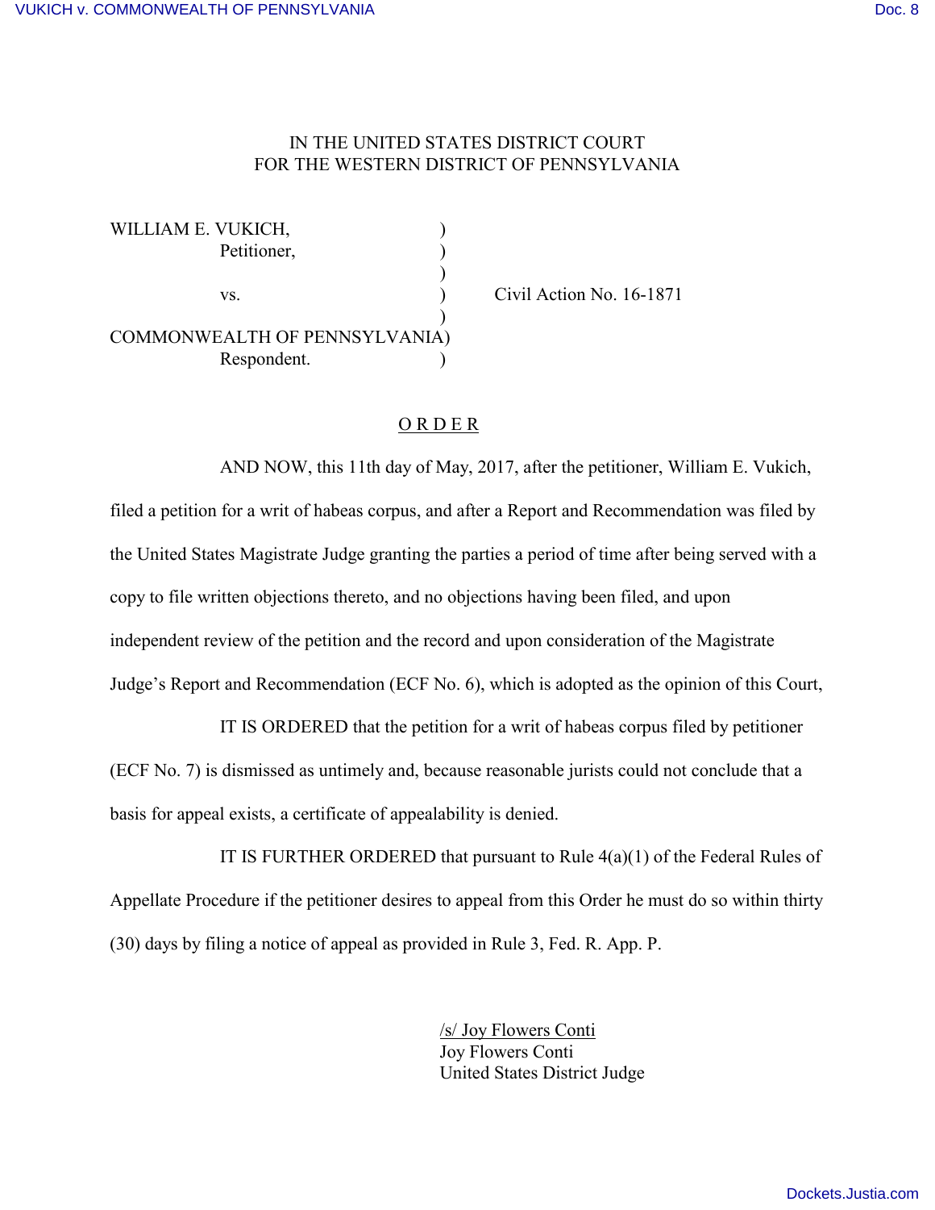IN THE UNITED STATES DISTRICT COURT
FOR THE WESTERN DISTRICT OF PENNSYLVANIA

WILLIAM E. VUKICH,
Petitioner,

vs.

COMMONWEALTH OF PENNSYLVANIA
Respondent.

Civil Action No. 16-1871

## O R D E R

AND NOW, this 11th day of May, 2017, after the petitioner, William E. Vukich, filed a petition for a writ of habeas corpus, and after a Report and Recommendation was filed by the United States Magistrate Judge granting the parties a period of time after being served with a copy to file written objections thereto, and no objections having been filed, and upon independent review of the petition and the record and upon consideration of the Magistrate Judge's Report and Recommendation (ECF No. 6), which is adopted as the opinion of this Court,

IT IS ORDERED that the petition for a writ of habeas corpus filed by petitioner (ECF No. 7) is dismissed as untimely and, because reasonable jurists could not conclude that a basis for appeal exists, a certificate of appealability is denied.

IT IS FURTHER ORDERED that pursuant to Rule 4(a)(1) of the Federal Rules of Appellate Procedure if the petitioner desires to appeal from this Order he must do so within thirty (30) days by filing a notice of appeal as provided in Rule 3, Fed. R. App. P.

/s/ Joy Flowers Conti
Joy Flowers Conti
United States District Judge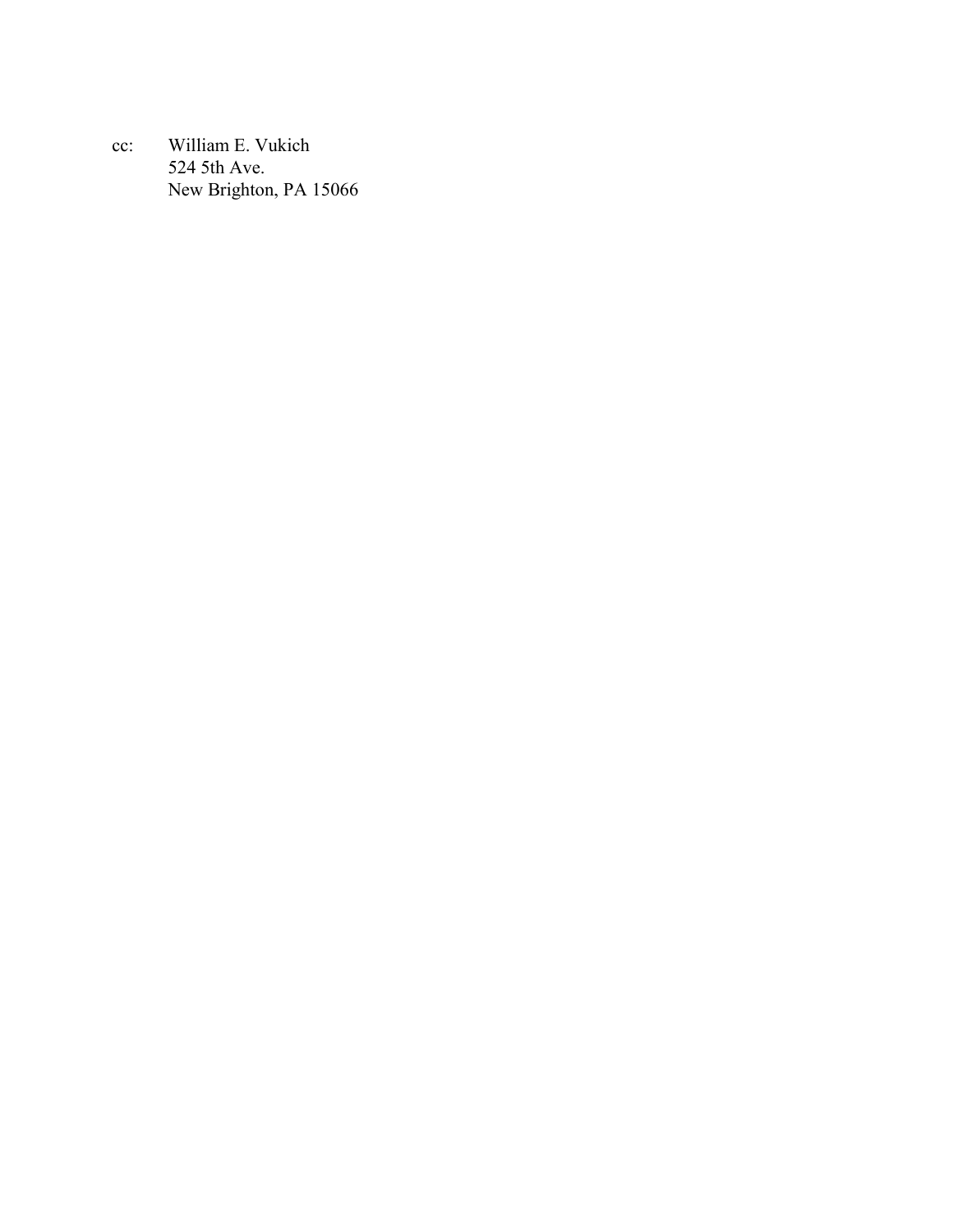cc: William E. Vukich
524 5th Ave.
New Brighton, PA 15066